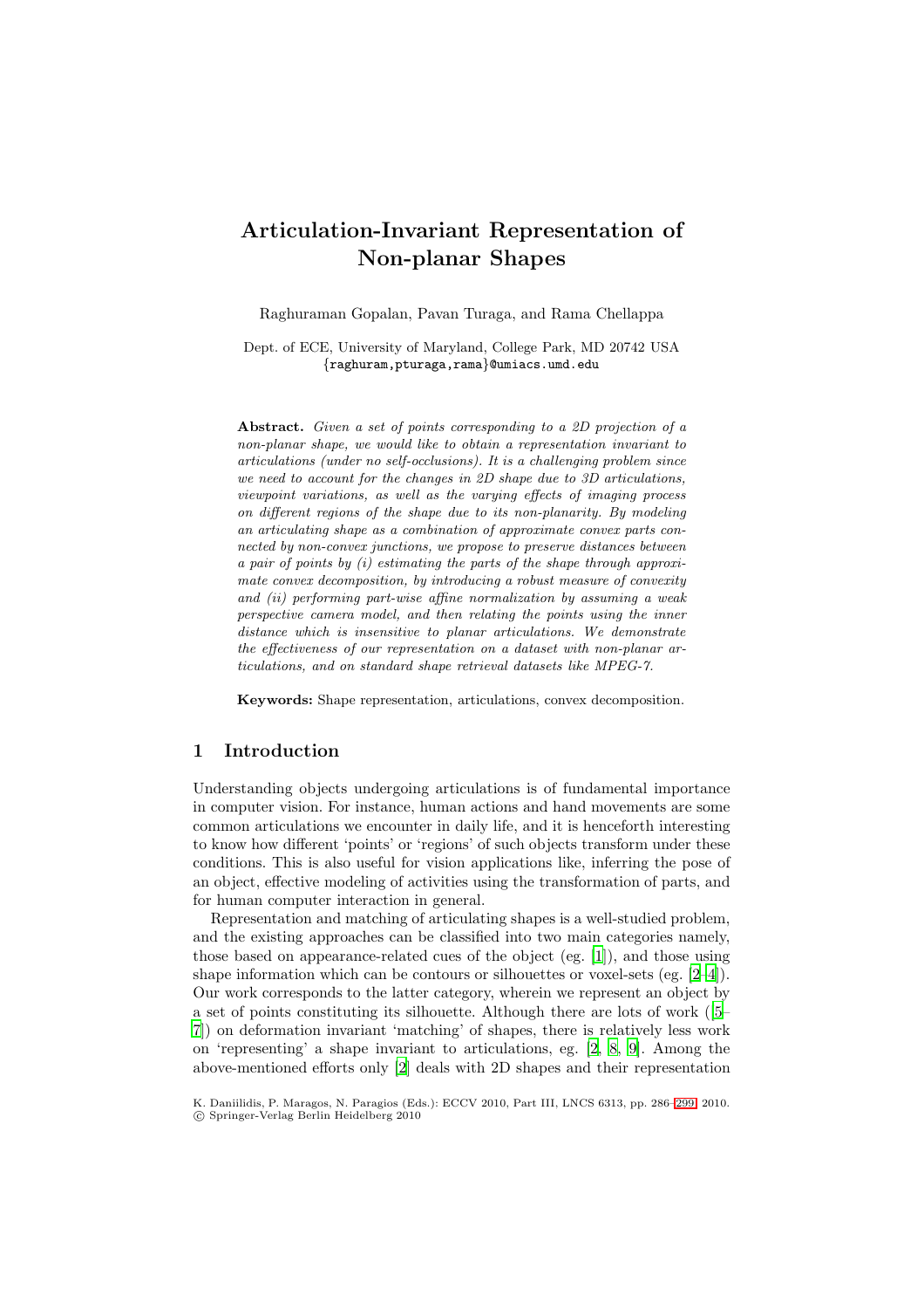# Articulation-Invariant Representation of Non-planar Shapes

Raghuraman Gopalan, Pavan Turaga, and Rama Chellappa

Dept. of ECE, University of Maryland, College Park, MD 20742 USA
{raghuram,pturaga,rama}@umiacs.umd.edu

**Abstract.** *Given a set of points corresponding to a 2D projection of a non-planar shape, we would like to obtain a representation invariant to articulations (under no self-occlusions). It is a challenging problem since we need to account for the changes in 2D shape due to 3D articulations, viewpoint variations, as well as the varying effects of imaging process on different regions of the shape due to its non-planarity. By modeling an articulating shape as a combination of approximate convex parts connected by non-convex junctions, we propose to preserve distances between a pair of points by (i) estimating the parts of the shape through approximate convex decomposition, by introducing a robust measure of convexity and (ii) performing part-wise affine normalization by assuming a weak perspective camera model, and then relating the points using the inner distance which is insensitive to planar articulations. We demonstrate the effectiveness of our representation on a dataset with non-planar articulations, and on standard shape retrieval datasets like MPEG-7.*

**Keywords:** Shape representation, articulations, convex decomposition.

## 1 Introduction

Understanding objects undergoing articulations is of fundamental importance in computer vision. For instance, human actions and hand movements are some common articulations we encounter in daily life, and it is henceforth interesting to know how different 'points' or 'regions' of such objects transform under these conditions. This is also useful for vision applications like, inferring the pose of an object, effective modeling of activities using the transformation of parts, and for human computer interaction in general.

Representation and matching of articulating shapes is a well-studied problem, and the existing approaches can be classified into two main categories namely, those based on appearance-related cues of the object (eg. [1]), and those using shape information which can be contours or silhouettes or voxel-sets (eg. [2–4]). Our work corresponds to the latter category, wherein we represent an object by a set of points constituting its silhouette. Although there are lots of work ([5–7]) on deformation invariant 'matching' of shapes, there is relatively less work on 'representing' a shape invariant to articulations, eg. [2, 8, 9]. Among the above-mentioned efforts only [2] deals with 2D shapes and their representation

K. Daniilidis, P. Maragos, N. Paragios (Eds.): ECCV 2010, Part III, LNCS 6313, pp. 286–299, 2010.
© Springer-Verlag Berlin Heidelberg 2010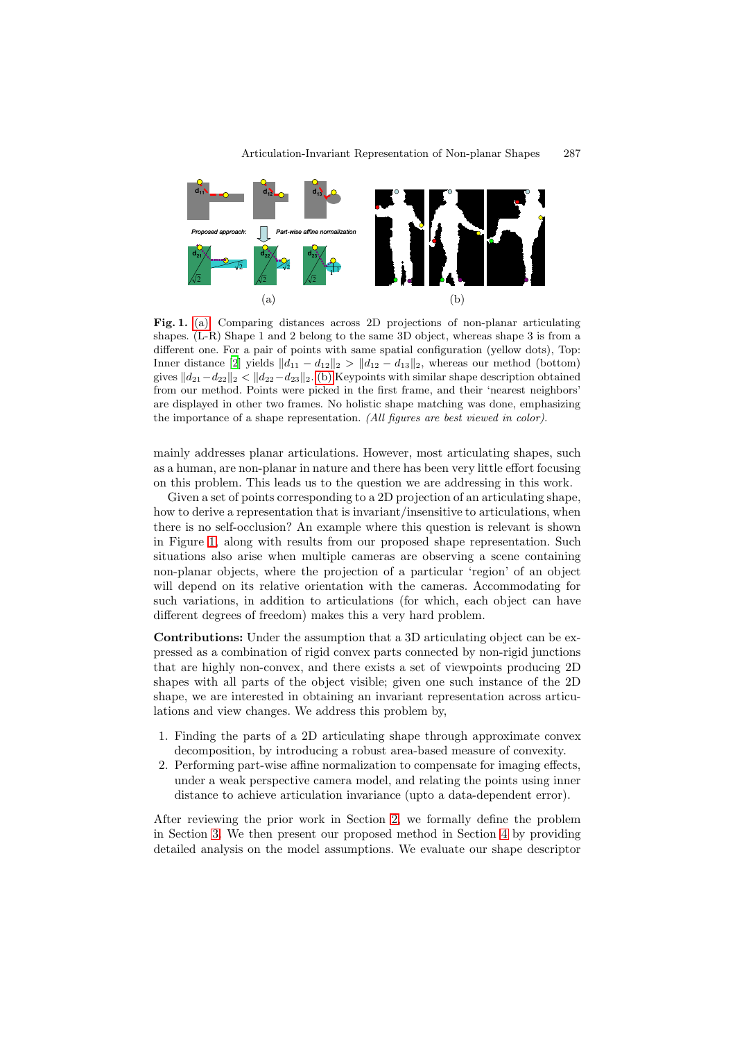**Fig. 1.** (a) Comparing distances across 2D projections of non-planar articulating shapes. (L-R) Shape 1 and 2 belong to the same 3D object, whereas shape 3 is from a different one. For a pair of points with same spatial configuration (yellow dots), Top: Inner distance [2] yields $\|d_{11} - d_{12}\|_2 > \|d_{12} - d_{13}\|_2$, whereas our method (bottom) gives $\|d_{21} - d_{22}\|_2 < \|d_{22} - d_{23}\|_2$. (b) Keypoints with similar shape description obtained from our method. Points were picked in the first frame, and their 'nearest neighbors' are displayed in other two frames. No holistic shape matching was done, emphasizing the importance of a shape representation. *(All figures are best viewed in color).*

mainly addresses planar articulations. However, most articulating shapes, such as a human, are non-planar in nature and there has been very little effort focusing on this problem. This leads us to the question we are addressing in this work.

Given a set of points corresponding to a 2D projection of an articulating shape, how to derive a representation that is invariant/insensitive to articulations, when there is no self-occlusion? An example where this question is relevant is shown in Figure 1, along with results from our proposed shape representation. Such situations also arise when multiple cameras are observing a scene containing non-planar objects, where the projection of a particular 'region' of an object will depend on its relative orientation with the cameras. Accommodating for such variations, in addition to articulations (for which, each object can have different degrees of freedom) makes this a very hard problem.

**Contributions:** Under the assumption that a 3D articulating object can be expressed as a combination of rigid convex parts connected by non-rigid junctions that are highly non-convex, and there exists a set of viewpoints producing 2D shapes with all parts of the object visible; given one such instance of the 2D shape, we are interested in obtaining an invariant representation across articulations and view changes. We address this problem by,

1. Finding the parts of a 2D articulating shape through approximate convex decomposition, by introducing a robust area-based measure of convexity.
2. Performing part-wise affine normalization to compensate for imaging effects, under a weak perspective camera model, and relating the points using inner distance to achieve articulation invariance (upto a data-dependent error).

After reviewing the prior work in Section 2, we formally define the problem in Section 3. We then present our proposed method in Section 4 by providing detailed analysis on the model assumptions. We evaluate our shape descriptor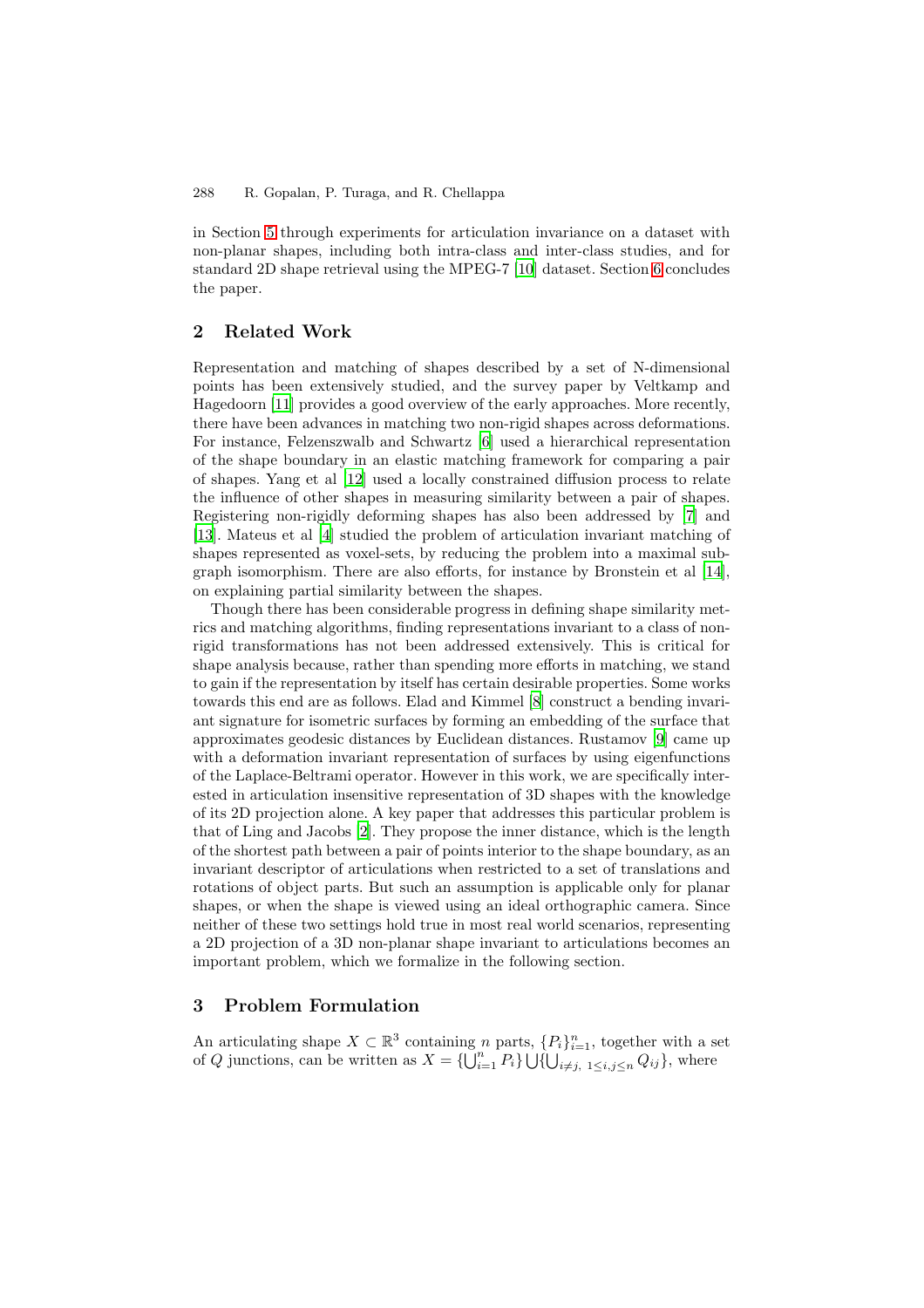in Section 5 through experiments for articulation invariance on a dataset with non-planar shapes, including both intra-class and inter-class studies, and for standard 2D shape retrieval using the MPEG-7 [10] dataset. Section 6 concludes the paper.

## 2 Related Work

Representation and matching of shapes described by a set of N-dimensional points has been extensively studied, and the survey paper by Veltkamp and Hagedoorn [11] provides a good overview of the early approaches. More recently, there have been advances in matching two non-rigid shapes across deformations. For instance, Felzenszwalb and Schwartz [6] used a hierarchical representation of the shape boundary in an elastic matching framework for comparing a pair of shapes. Yang et al [12] used a locally constrained diffusion process to relate the influence of other shapes in measuring similarity between a pair of shapes. Registering non-rigidly deforming shapes has also been addressed by [7] and [13]. Mateus et al [4] studied the problem of articulation invariant matching of shapes represented as voxel-sets, by reducing the problem into a maximal subgraph isomorphism. There are also efforts, for instance by Bronstein et al [14], on explaining partial similarity between the shapes.

Though there has been considerable progress in defining shape similarity metrics and matching algorithms, finding representations invariant to a class of non-rigid transformations has not been addressed extensively. This is critical for shape analysis because, rather than spending more efforts in matching, we stand to gain if the representation by itself has certain desirable properties. Some works towards this end are as follows. Elad and Kimmel [8] construct a bending invariant signature for isometric surfaces by forming an embedding of the surface that approximates geodesic distances by Euclidean distances. Rustamov [9] came up with a deformation invariant representation of surfaces by using eigenfunctions of the Laplace-Beltrami operator. However in this work, we are specifically interested in articulation insensitive representation of 3D shapes with the knowledge of its 2D projection alone. A key paper that addresses this particular problem is that of Ling and Jacobs [2]. They propose the inner distance, which is the length of the shortest path between a pair of points interior to the shape boundary, as an invariant descriptor of articulations when restricted to a set of translations and rotations of object parts. But such an assumption is applicable only for planar shapes, or when the shape is viewed using an ideal orthographic camera. Since neither of these two settings hold true in most real world scenarios, representing a 2D projection of a 3D non-planar shape invariant to articulations becomes an important problem, which we formalize in the following section.

## 3 Problem Formulation

An articulating shape $X \subset \mathbb{R}^3$ containing $n$ parts, $\{P_i\}_{i=1}^n$, together with a set of $Q$ junctions, can be written as $X = \{\bigcup_{i=1}^n P_i\} \bigcup \{\bigcup_{i \neq j,\ 1 \leq i,j \leq n} Q_{ij}\}$, where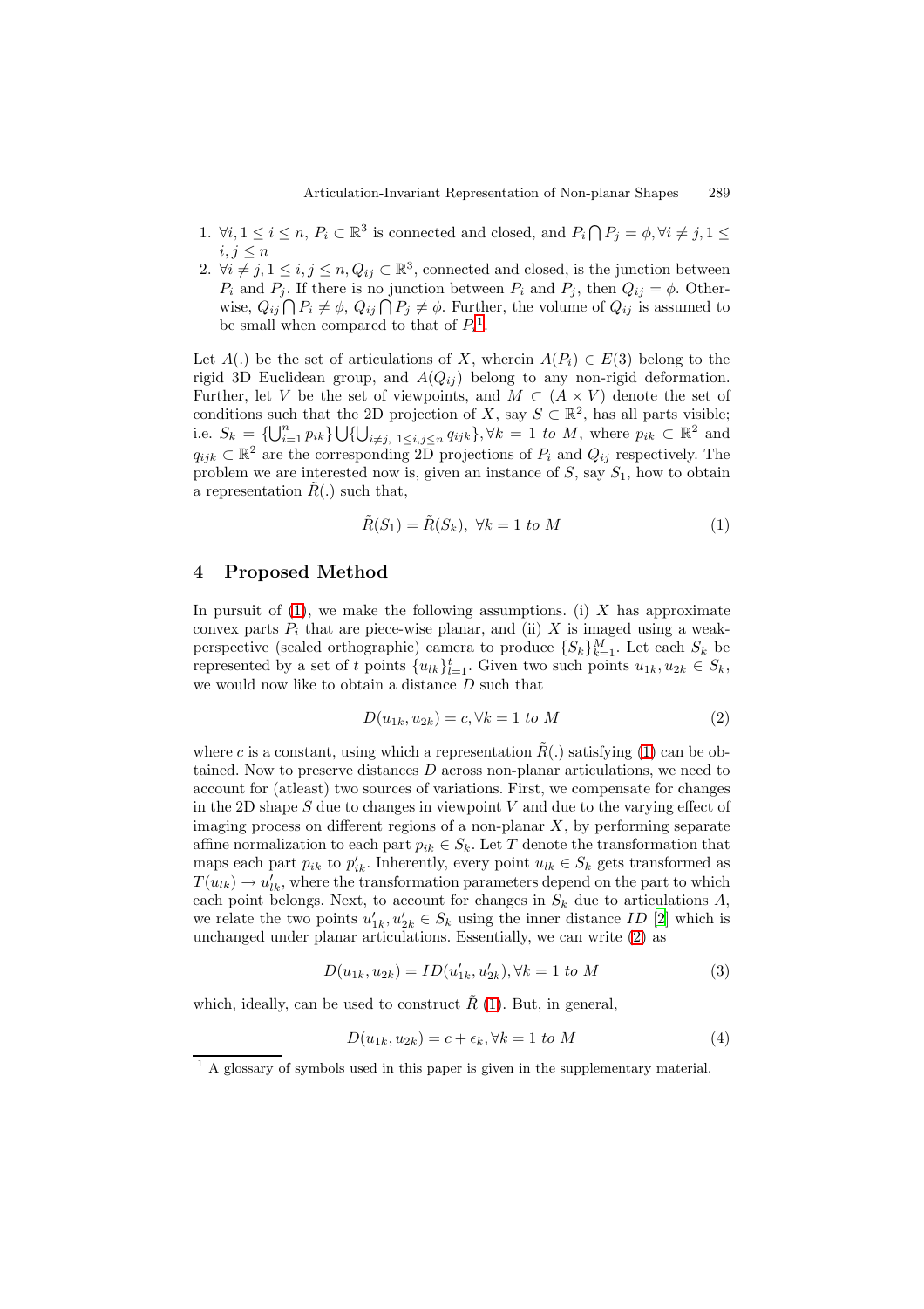1. $\forall i, 1 \leq i \leq n$, $P_i \subset \mathbb{R}^3$ is connected and closed, and $P_i \bigcap P_j = \phi, \forall i \neq j, 1 \leq i, j \leq n$
2. $\forall i \neq j, 1 \leq i, j \leq n, Q_{ij} \subset \mathbb{R}^3$, connected and closed, is the junction between $P_i$ and $P_j$. If there is no junction between $P_i$ and $P_j$, then $Q_{ij} = \phi$. Otherwise, $Q_{ij} \bigcap P_i \neq \phi$, $Q_{ij} \bigcap P_j \neq \phi$. Further, the volume of $Q_{ij}$ is assumed to be small when compared to that of $P_i$[1].

Let $A(.)$ be the set of articulations of $X$, wherein $A(P_i) \in E(3)$ belong to the rigid 3D Euclidean group, and $A(Q_{ij})$ belong to any non-rigid deformation. Further, let $V$ be the set of viewpoints, and $M \subset (A \times V)$ denote the set of conditions such that the 2D projection of $X$, say $S \subset \mathbb{R}^2$, has all parts visible; i.e. $S_k = \{\bigcup_{i=1}^{n} p_{ik}\} \bigcup \{\bigcup_{i \neq j,\ 1 \leq i,j \leq n} q_{ijk}\}, \forall k = 1 \text{ to } M$, where $p_{ik} \subset \mathbb{R}^2$ and $q_{ijk} \subset \mathbb{R}^2$ are the corresponding 2D projections of $P_i$ and $Q_{ij}$ respectively. The problem we are interested now is, given an instance of $S$, say $S_1$, how to obtain a representation $\tilde{R}(.)$ such that,

$$\tilde{R}(S_1) = \tilde{R}(S_k),\ \forall k = 1 \text{ to } M \tag{1}$$

## 4 Proposed Method

In pursuit of (1), we make the following assumptions. (i) $X$ has approximate convex parts $P_i$ that are piece-wise planar, and (ii) $X$ is imaged using a weak-perspective (scaled orthographic) camera to produce $\{S_k\}_{k=1}^{M}$. Let each $S_k$ be represented by a set of $t$ points $\{u_{lk}\}_{l=1}^{t}$. Given two such points $u_{1k}, u_{2k} \in S_k$, we would now like to obtain a distance $D$ such that

$$D(u_{1k}, u_{2k}) = c, \forall k = 1 \text{ to } M \tag{2}$$

where $c$ is a constant, using which a representation $\tilde{R}(.)$ satisfying (1) can be obtained. Now to preserve distances $D$ across non-planar articulations, we need to account for (atleast) two sources of variations. First, we compensate for changes in the 2D shape $S$ due to changes in viewpoint $V$ and due to the varying effect of imaging process on different regions of a non-planar $X$, by performing separate affine normalization to each part $p_{ik} \in S_k$. Let $T$ denote the transformation that maps each part $p_{ik}$ to $p'_{ik}$. Inherently, every point $u_{lk} \in S_k$ gets transformed as $T(u_{lk}) \rightarrow u'_{lk}$, where the transformation parameters depend on the part to which each point belongs. Next, to account for changes in $S_k$ due to articulations $A$, we relate the two points $u'_{1k}, u'_{2k} \in S_k$ using the inner distance $ID$ [2] which is unchanged under planar articulations. Essentially, we can write (2) as

$$D(u_{1k}, u_{2k}) = ID(u'_{1k}, u'_{2k}), \forall k = 1 \text{ to } M \tag{3}$$

which, ideally, can be used to construct $\tilde{R}$ (1). But, in general,

$$D(u_{1k}, u_{2k}) = c + \epsilon_k, \forall k = 1 \text{ to } M \tag{4}$$

[1] A glossary of symbols used in this paper is given in the supplementary material.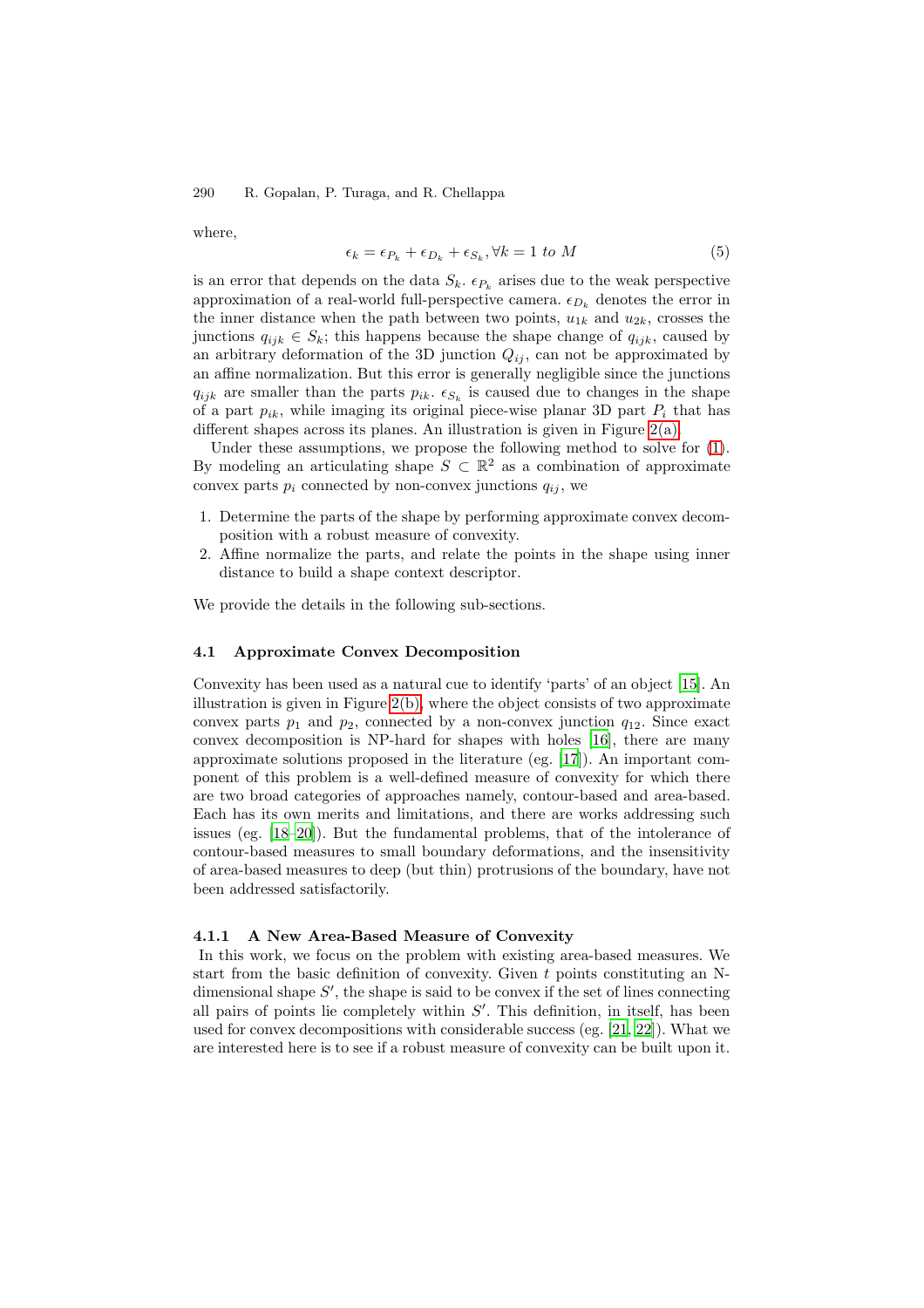where,

$$\epsilon_k = \epsilon_{P_k} + \epsilon_{D_k} + \epsilon_{S_k}, \forall k = 1 \text{ to } M \tag{5}$$

is an error that depends on the data $S_k$. $\epsilon_{P_k}$ arises due to the weak perspective approximation of a real-world full-perspective camera. $\epsilon_{D_k}$ denotes the error in the inner distance when the path between two points, $u_{1k}$ and $u_{2k}$, crosses the junctions $q_{ijk} \in S_k$; this happens because the shape change of $q_{ijk}$, caused by an arbitrary deformation of the 3D junction $Q_{ij}$, can not be approximated by an affine normalization. But this error is generally negligible since the junctions $q_{ijk}$ are smaller than the parts $p_{ik}$. $\epsilon_{S_k}$ is caused due to changes in the shape of a part $p_{ik}$, while imaging its original piece-wise planar 3D part $P_i$ that has different shapes across its planes. An illustration is given in Figure 2(a).

Under these assumptions, we propose the following method to solve for (1). By modeling an articulating shape $S \subset \mathbb{R}^2$ as a combination of approximate convex parts $p_i$ connected by non-convex junctions $q_{ij}$, we

1. Determine the parts of the shape by performing approximate convex decomposition with a robust measure of convexity.
2. Affine normalize the parts, and relate the points in the shape using inner distance to build a shape context descriptor.

We provide the details in the following sub-sections.

### 4.1 Approximate Convex Decomposition

Convexity has been used as a natural cue to identify 'parts' of an object [15]. An illustration is given in Figure 2(b), where the object consists of two approximate convex parts $p_1$ and $p_2$, connected by a non-convex junction $q_{12}$. Since exact convex decomposition is NP-hard for shapes with holes [16], there are many approximate solutions proposed in the literature (eg. [17]). An important component of this problem is a well-defined measure of convexity for which there are two broad categories of approaches namely, contour-based and area-based. Each has its own merits and limitations, and there are works addressing such issues (eg. [18–20]). But the fundamental problems, that of the intolerance of contour-based measures to small boundary deformations, and the insensitivity of area-based measures to deep (but thin) protrusions of the boundary, have not been addressed satisfactorily.

#### 4.1.1 A New Area-Based Measure of Convexity

In this work, we focus on the problem with existing area-based measures. We start from the basic definition of convexity. Given $t$ points constituting an N-dimensional shape $S'$, the shape is said to be convex if the set of lines connecting all pairs of points lie completely within $S'$. This definition, in itself, has been used for convex decompositions with considerable success (eg. [21, 22]). What we are interested here is to see if a robust measure of convexity can be built upon it.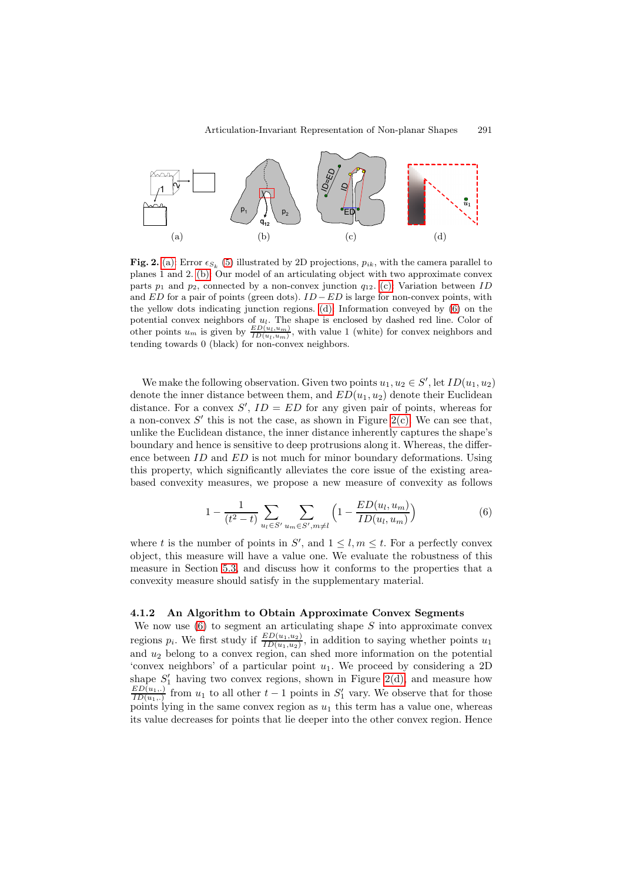**Fig. 2.** (a) Error $\epsilon_{S_k}$ (5) illustrated by 2D projections, $p_{ik}$, with the camera parallel to planes 1 and 2. (b) Our model of an articulating object with two approximate convex parts $p_1$ and $p_2$, connected by a non-convex junction $q_{12}$. (c) Variation between $ID$ and $ED$ for a pair of points (green dots). $ID - ED$ is large for non-convex points, with the yellow dots indicating junction regions. (d) Information conveyed by (6) on the potential convex neighbors of $u_l$. The shape is enclosed by dashed red line. Color of other points $u_m$ is given by $\frac{ED(u_l,u_m)}{ID(u_l,u_m)}$, with value 1 (white) for convex neighbors and tending towards 0 (black) for non-convex neighbors.

We make the following observation. Given two points $u_1, u_2 \in S'$, let $ID(u_1, u_2)$ denote the inner distance between them, and $ED(u_1, u_2)$ denote their Euclidean distance. For a convex $S'$, $ID = ED$ for any given pair of points, whereas for a non-convex $S'$ this is not the case, as shown in Figure 2(c). We can see that, unlike the Euclidean distance, the inner distance inherently captures the shape's boundary and hence is sensitive to deep protrusions along it. Whereas, the difference between $ID$ and $ED$ is not much for minor boundary deformations. Using this property, which significantly alleviates the core issue of the existing area-based convexity measures, we propose a new measure of convexity as follows

$$1 - \frac{1}{(t^2 - t)} \sum_{u_l \in S'} \sum_{u_m \in S', m \neq l} \left(1 - \frac{ED(u_l, u_m)}{ID(u_l, u_m)}\right) \tag{6}$$

where $t$ is the number of points in $S'$, and $1 \leq l, m \leq t$. For a perfectly convex object, this measure will have a value one. We evaluate the robustness of this measure in Section 5.3, and discuss how it conforms to the properties that a convexity measure should satisfy in the supplementary material.

#### 4.1.2 An Algorithm to Obtain Approximate Convex Segments

We now use (6) to segment an articulating shape $S$ into approximate convex regions $p_i$. We first study if $\frac{ED(u_1,u_2)}{ID(u_1,u_2)}$, in addition to saying whether points $u_1$ and $u_2$ belong to a convex region, can shed more information on the potential 'convex neighbors' of a particular point $u_1$. We proceed by considering a 2D shape $S'_1$ having two convex regions, shown in Figure 2(d), and measure how $\frac{ED(u_1,.)}{ID(u_1,.)}$ from $u_1$ to all other $t-1$ points in $S'_1$ vary. We observe that for those points lying in the same convex region as $u_1$ this term has a value one, whereas its value decreases for points that lie deeper into the other convex region. Hence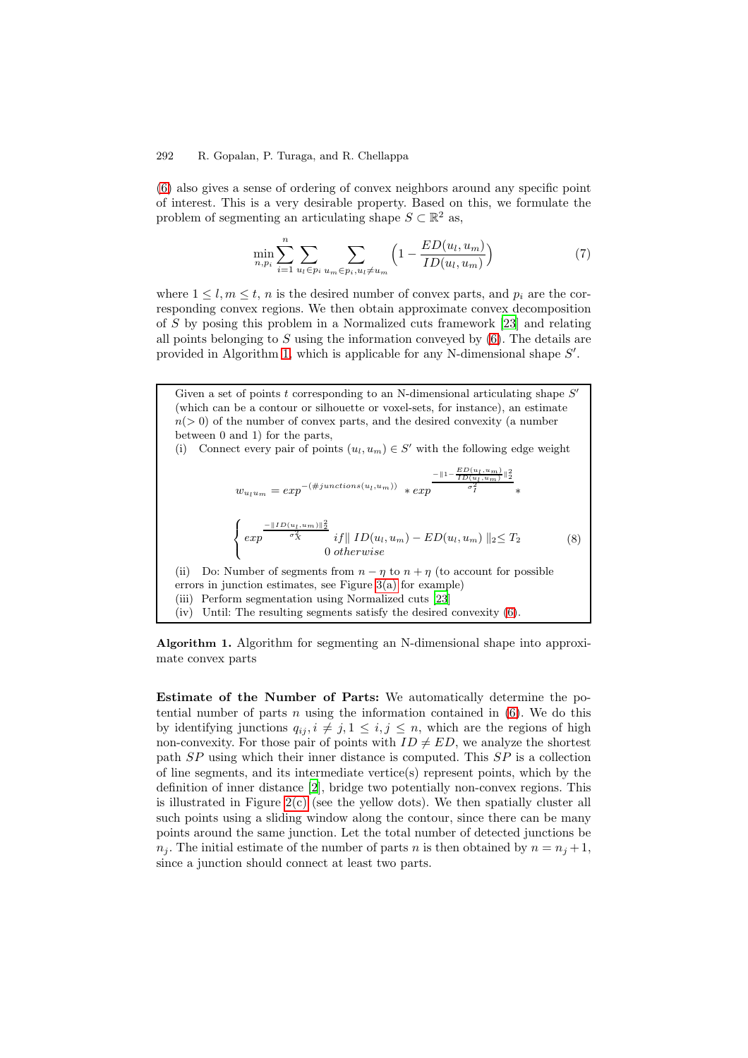(6) also gives a sense of ordering of convex neighbors around any specific point of interest. This is a very desirable property. Based on this, we formulate the problem of segmenting an articulating shape $S \subset \mathbb{R}^2$ as,

$$\min_{n,p_i} \sum_{i=1}^{n} \sum_{u_l \in p_i} \sum_{u_m \in p_i, u_l \neq u_m} \left(1 - \frac{ED(u_l, u_m)}{ID(u_l, u_m)}\right) \tag{7}$$

where $1 \leq l, m \leq t$, $n$ is the desired number of convex parts, and $p_i$ are the corresponding convex regions. We then obtain approximate convex decomposition of $S$ by posing this problem in a Normalized cuts framework [23] and relating all points belonging to $S$ using the information conveyed by (6). The details are provided in Algorithm 1, which is applicable for any N-dimensional shape $S'$.

> Given a set of points $t$ corresponding to an N-dimensional articulating shape $S'$ (which can be a contour or silhouette or voxel-sets, for instance), an estimate $n(>0)$ of the number of convex parts, and the desired convexity (a number between 0 and 1) for the parts,
>
> (i) Connect every pair of points $(u_l, u_m) \in S'$ with the following edge weight
>
> $$w_{u_l u_m} = exp^{-(\#junctions(u_l,u_m))} * exp^{\frac{-\|1-\frac{ED(u_l,u_m)}{ID(u_l,u_m)}\|_2^2}{\sigma_I^2}} *$$
>
> $$\begin{cases} exp^{\frac{-\|ID(u_l,u_m)\|_2^2}{\sigma_X^2}} & if \| ID(u_l,u_m) - ED(u_l,u_m) \|_2 \leq T_2 \\ 0 & otherwise \end{cases} \tag{8}$$
>
> (ii) Do: Number of segments from $n - \eta$ to $n + \eta$ (to account for possible errors in junction estimates, see Figure 3(a) for example)
>
> (iii) Perform segmentation using Normalized cuts [23]
>
> (iv) Until: The resulting segments satisfy the desired convexity (6).

**Algorithm 1.** Algorithm for segmenting an N-dimensional shape into approximate convex parts

**Estimate of the Number of Parts:** We automatically determine the potential number of parts $n$ using the information contained in (6). We do this by identifying junctions $q_{ij}, i \neq j, 1 \leq i, j \leq n$, which are the regions of high non-convexity. For those pair of points with $ID \neq ED$, we analyze the shortest path $SP$ using which their inner distance is computed. This $SP$ is a collection of line segments, and its intermediate vertice(s) represent points, which by the definition of inner distance [2], bridge two potentially non-convex regions. This is illustrated in Figure 2(c) (see the yellow dots). We then spatially cluster all such points using a sliding window along the contour, since there can be many points around the same junction. Let the total number of detected junctions be $n_j$. The initial estimate of the number of parts $n$ is then obtained by $n = n_j + 1$, since a junction should connect at least two parts.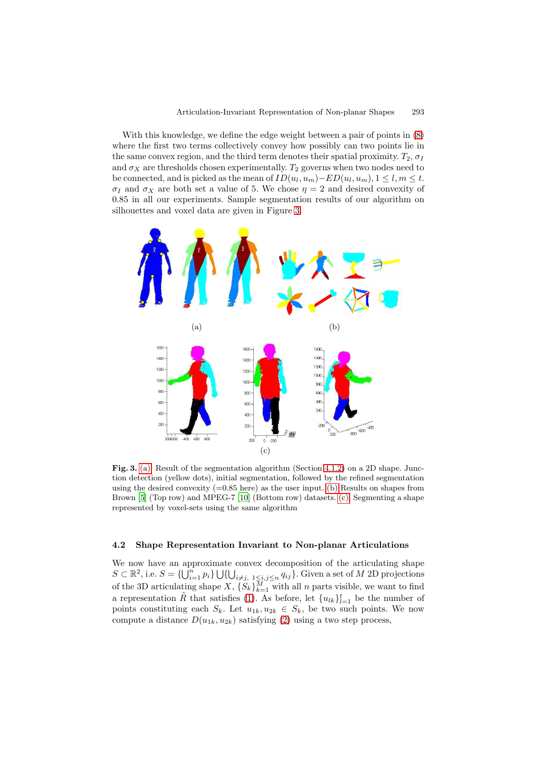With this knowledge, we define the edge weight between a pair of points in (8) where the first two terms collectively convey how possibly can two points lie in the same convex region, and the third term denotes their spatial proximity. $T_2$, $\sigma_I$ and $\sigma_X$ are thresholds chosen experimentally. $T_2$ governs when two nodes need to be connected, and is picked as the mean of $ID(u_l, u_m) - ED(u_l, u_m), 1 \leq l, m \leq t$. $\sigma_I$ and $\sigma_X$ are both set a value of 5. We chose $\eta = 2$ and desired convexity of 0.85 in all our experiments. Sample segmentation results of our algorithm on silhouettes and voxel data are given in Figure 3.

**Fig. 3.** (a) Result of the segmentation algorithm (Section 4.1.2) on a 2D shape. Junction detection (yellow dots), initial segmentation, followed by the refined segmentation using the desired convexity (=0.85 here) as the user input. (b) Results on shapes from Brown [5] (Top row) and MPEG-7 [10] (Bottom row) datasets. (c) Segmenting a shape represented by voxel-sets using the same algorithm

### 4.2 Shape Representation Invariant to Non-planar Articulations

We now have an approximate convex decomposition of the articulating shape $S \subset \mathbb{R}^2$, i.e. $S = \{\bigcup_{i=1}^{n} p_i\} \bigcup \{\bigcup_{i \neq j,\ 1 \leq i,j \leq n} q_{ij}\}$. Given a set of $M$ 2D projections of the 3D articulating shape $X$, $\{S_k\}_{k=1}^{M}$ with all $n$ parts visible, we want to find a representation $\tilde{R}$ that satisfies (1). As before, let $\{u_{lk}\}_{l=1}^{t}$ be the number of points constituting each $S_k$. Let $u_{1k}, u_{2k} \in S_k$, be two such points. We now compute a distance $D(u_{1k}, u_{2k})$ satisfying (2) using a two step process,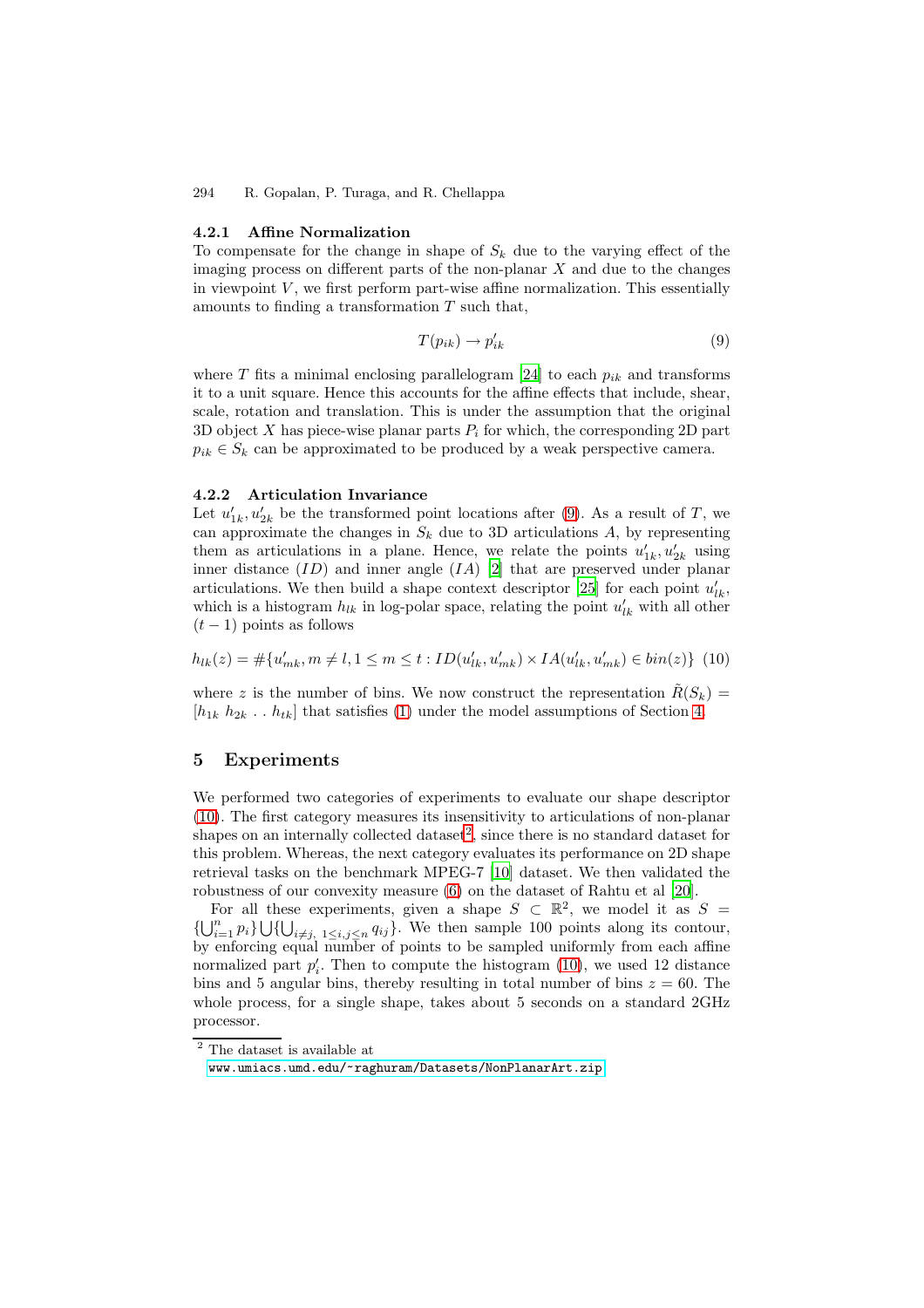#### 4.2.1 Affine Normalization

To compensate for the change in shape of $S_k$ due to the varying effect of the imaging process on different parts of the non-planar $X$ and due to the changes in viewpoint $V$, we first perform part-wise affine normalization. This essentially amounts to finding a transformation $T$ such that,

$$T(p_{ik}) \rightarrow p'_{ik} \tag{9}$$

where $T$ fits a minimal enclosing parallelogram [24] to each $p_{ik}$ and transforms it to a unit square. Hence this accounts for the affine effects that include, shear, scale, rotation and translation. This is under the assumption that the original 3D object $X$ has piece-wise planar parts $P_i$ for which, the corresponding 2D part $p_{ik} \in S_k$ can be approximated to be produced by a weak perspective camera.

#### 4.2.2 Articulation Invariance

Let $u'_{1k}, u'_{2k}$ be the transformed point locations after (9). As a result of $T$, we can approximate the changes in $S_k$ due to 3D articulations $A$, by representing them as articulations in a plane. Hence, we relate the points $u'_{1k}, u'_{2k}$ using inner distance $(ID)$ and inner angle $(IA)$ [2] that are preserved under planar articulations. We then build a shape context descriptor [25] for each point $u'_{lk}$, which is a histogram $h_{lk}$ in log-polar space, relating the point $u'_{lk}$ with all other $(t-1)$ points as follows

$$h_{lk}(z) = \#\{u'_{mk}, m \neq l, 1 \leq m \leq t : ID(u'_{lk}, u'_{mk}) \times IA(u'_{lk}, u'_{mk}) \in bin(z)\} \tag{10}$$

where $z$ is the number of bins. We now construct the representation $\tilde{R}(S_k) = [h_{1k}\ h_{2k}\ ..\ h_{tk}]$ that satisfies (1) under the model assumptions of Section 4.

## 5 Experiments

We performed two categories of experiments to evaluate our shape descriptor (10). The first category measures its insensitivity to articulations of non-planar shapes on an internally collected dataset[2], since there is no standard dataset for this problem. Whereas, the next category evaluates its performance on 2D shape retrieval tasks on the benchmark MPEG-7 [10] dataset. We then validated the robustness of our convexity measure (6) on the dataset of Rahtu et al [20].

For all these experiments, given a shape $S \subset \mathbb{R}^2$, we model it as $S = \{\bigcup_{i=1}^{n} p_i\} \bigcup \{\bigcup_{i \neq j,\ 1 \leq i,j \leq n} q_{ij}\}$. We then sample 100 points along its contour, by enforcing equal number of points to be sampled uniformly from each affine normalized part $p'_i$. Then to compute the histogram (10), we used 12 distance bins and 5 angular bins, thereby resulting in total number of bins $z = 60$. The whole process, for a single shape, takes about 5 seconds on a standard 2GHz processor.

[2] The dataset is available at
`www.umiacs.umd.edu/~raghuram/Datasets/NonPlanarArt.zip`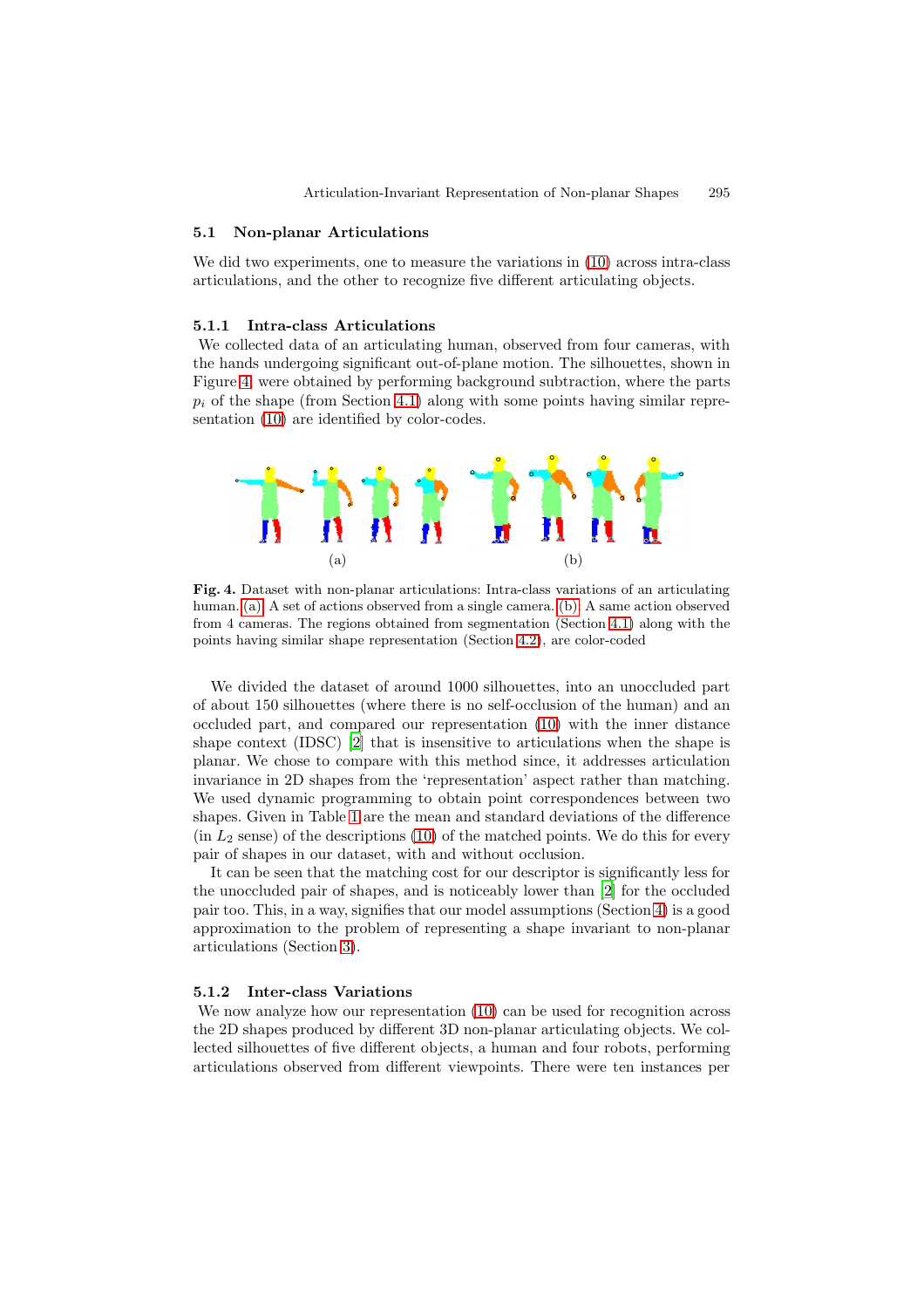### 5.1 Non-planar Articulations

We did two experiments, one to measure the variations in (10) across intra-class articulations, and the other to recognize five different articulating objects.

#### 5.1.1 Intra-class Articulations

We collected data of an articulating human, observed from four cameras, with the hands undergoing significant out-of-plane motion. The silhouettes, shown in Figure 4, were obtained by performing background subtraction, where the parts $p_i$ of the shape (from Section 4.1) along with some points having similar representation (10) are identified by color-codes.

(a) (b)

**Fig. 4.** Dataset with non-planar articulations: Intra-class variations of an articulating human. (a) A set of actions observed from a single camera. (b) A same action observed from 4 cameras. The regions obtained from segmentation (Section 4.1) along with the points having similar shape representation (Section 4.2), are color-coded

We divided the dataset of around 1000 silhouettes, into an unoccluded part of about 150 silhouettes (where there is no self-occlusion of the human) and an occluded part, and compared our representation (10) with the inner distance shape context (IDSC) [2] that is insensitive to articulations when the shape is planar. We chose to compare with this method since, it addresses articulation invariance in 2D shapes from the 'representation' aspect rather than matching. We used dynamic programming to obtain point correspondences between two shapes. Given in Table 1 are the mean and standard deviations of the difference (in $L_2$ sense) of the descriptions (10) of the matched points. We do this for every pair of shapes in our dataset, with and without occlusion.

It can be seen that the matching cost for our descriptor is significantly less for the unoccluded pair of shapes, and is noticeably lower than [2] for the occluded pair too. This, in a way, signifies that our model assumptions (Section 4) is a good approximation to the problem of representing a shape invariant to non-planar articulations (Section 3).

#### 5.1.2 Inter-class Variations

We now analyze how our representation (10) can be used for recognition across the 2D shapes produced by different 3D non-planar articulating objects. We collected silhouettes of five different objects, a human and four robots, performing articulations observed from different viewpoints. There were ten instances per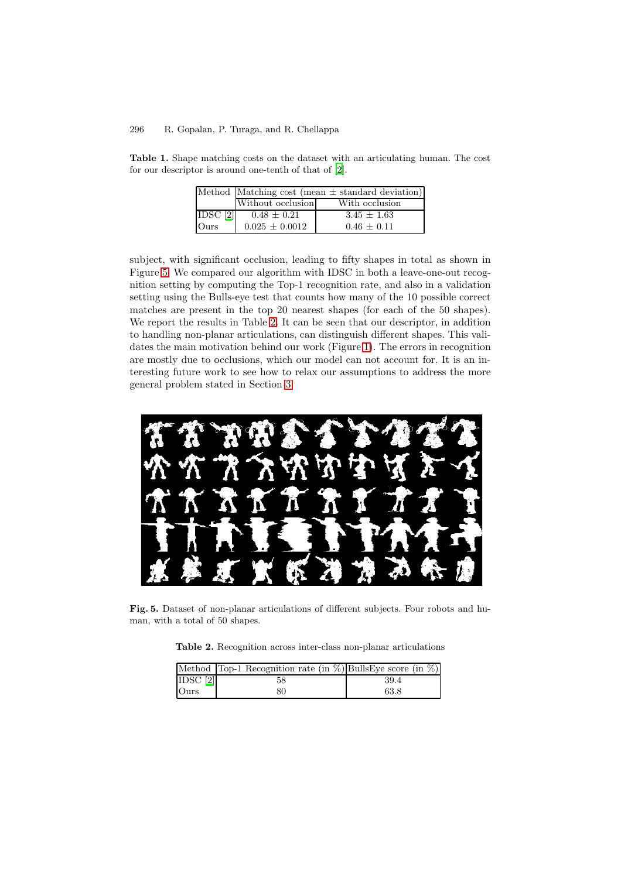**Table 1.** Shape matching costs on the dataset with an articulating human. The cost for our descriptor is around one-tenth of that of [2].

| Method | Matching cost (mean $\pm$ standard deviation) | |
|---|---|---|
| | Without occlusion | With occlusion |
| IDSC [2] | $0.48 \pm 0.21$ | $3.45 \pm 1.63$ |
| Ours | $0.025 \pm 0.0012$ | $0.46 \pm 0.11$ |

subject, with significant occlusion, leading to fifty shapes in total as shown in Figure 5. We compared our algorithm with IDSC in both a leave-one-out recognition setting by computing the Top-1 recognition rate, and also in a validation setting using the Bulls-eye test that counts how many of the 10 possible correct matches are present in the top 20 nearest shapes (for each of the 50 shapes). We report the results in Table 2. It can be seen that our descriptor, in addition to handling non-planar articulations, can distinguish different shapes. This validates the main motivation behind our work (Figure 1). The errors in recognition are mostly due to occlusions, which our model can not account for. It is an interesting future work to see how to relax our assumptions to address the more general problem stated in Section 3.

**Fig. 5.** Dataset of non-planar articulations of different subjects. Four robots and human, with a total of 50 shapes.

**Table 2.** Recognition across inter-class non-planar articulations

| Method | Top-1 Recognition rate (in %) | BullsEye score (in %) |
|---|---|---|
| IDSC [2] | 58 | 39.4 |
| Ours | 80 | 63.8 |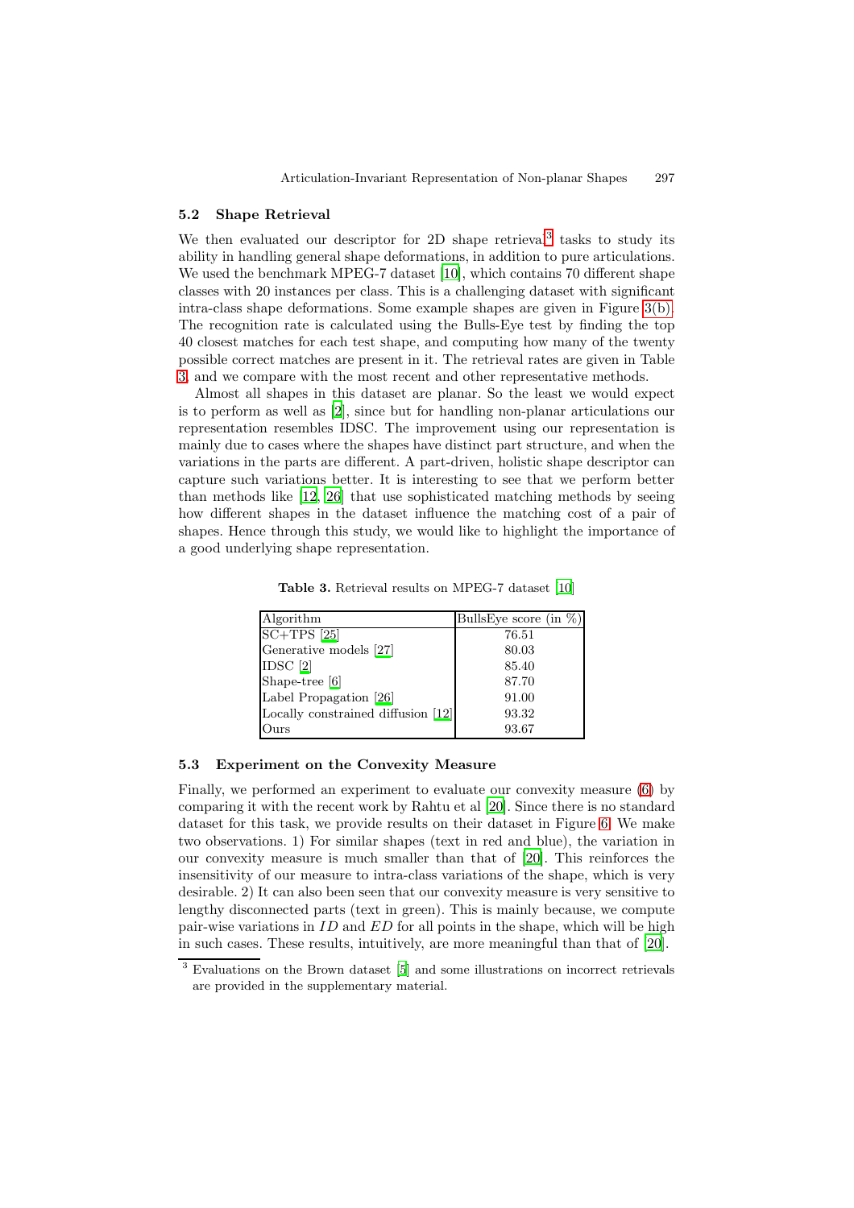### 5.2 Shape Retrieval

We then evaluated our descriptor for 2D shape retrieval[3] tasks to study its ability in handling general shape deformations, in addition to pure articulations. We used the benchmark MPEG-7 dataset [10], which contains 70 different shape classes with 20 instances per class. This is a challenging dataset with significant intra-class shape deformations. Some example shapes are given in Figure 3(b). The recognition rate is calculated using the Bulls-Eye test by finding the top 40 closest matches for each test shape, and computing how many of the twenty possible correct matches are present in it. The retrieval rates are given in Table 3, and we compare with the most recent and other representative methods.

Almost all shapes in this dataset are planar. So the least we would expect is to perform as well as [2], since but for handling non-planar articulations our representation resembles IDSC. The improvement using our representation is mainly due to cases where the shapes have distinct part structure, and when the variations in the parts are different. A part-driven, holistic shape descriptor can capture such variations better. It is interesting to see that we perform better than methods like [12, 26] that use sophisticated matching methods by seeing how different shapes in the dataset influence the matching cost of a pair of shapes. Hence through this study, we would like to highlight the importance of a good underlying shape representation.

**Table 3.** Retrieval results on MPEG-7 dataset [10]

| Algorithm | BullsEye score (in %) |
| --- | --- |
| SC+TPS [25] | 76.51 |
| Generative models [27] | 80.03 |
| IDSC [2] | 85.40 |
| Shape-tree [6] | 87.70 |
| Label Propagation [26] | 91.00 |
| Locally constrained diffusion [12] | 93.32 |
| Ours | 93.67 |

### 5.3 Experiment on the Convexity Measure

Finally, we performed an experiment to evaluate our convexity measure (6) by comparing it with the recent work by Rahtu et al [20]. Since there is no standard dataset for this task, we provide results on their dataset in Figure 6. We make two observations. 1) For similar shapes (text in red and blue), the variation in our convexity measure is much smaller than that of [20]. This reinforces the insensitivity of our measure to intra-class variations of the shape, which is very desirable. 2) It can also been seen that our convexity measure is very sensitive to lengthy disconnected parts (text in green). This is mainly because, we compute pair-wise variations in $ID$ and $ED$ for all points in the shape, which will be high in such cases. These results, intuitively, are more meaningful than that of [20].

[3] Evaluations on the Brown dataset [5] and some illustrations on incorrect retrievals are provided in the supplementary material.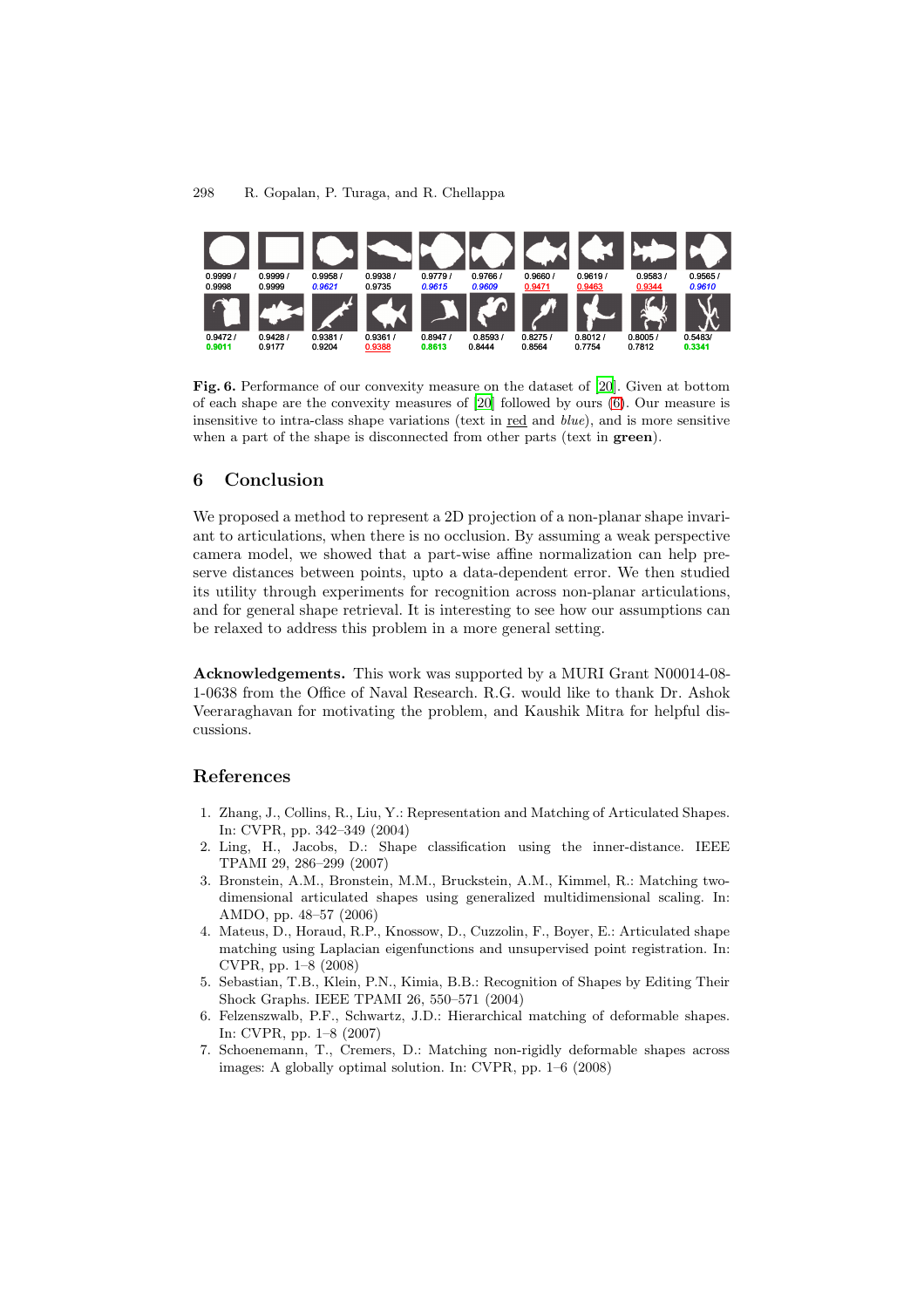| 0.9999 / 0.9998 | 0.9999 / 0.9999 | 0.9958 / *0.9621* | 0.9938 / 0.9735 | 0.9779 / *0.9615* | 0.9766 / *0.9609* | 0.9660 / 0.9471 | 0.9619 / 0.9463 | 0.9583 / 0.9344 | 0.9565 / *0.9610* |
|---|---|---|---|---|---|---|---|---|---|
| 0.9472 / **0.9011** | 0.9428 / 0.9177 | 0.9381 / 0.9204 | 0.9361 / 0.9388 | 0.8947 / **0.8613** | 0.8593 / 0.8444 | 0.8275 / 0.8564 | 0.8012 / 0.7754 | 0.8005 / 0.7812 | 0.5483/ **0.3341** |

**Fig. 6.** Performance of our convexity measure on the dataset of [20]. Given at bottom of each shape are the convexity measures of [20] followed by ours (6). Our measure is insensitive to intra-class shape variations (text in red and *blue*), and is more sensitive when a part of the shape is disconnected from other parts (text in **green**).

## 6 Conclusion

We proposed a method to represent a 2D projection of a non-planar shape invariant to articulations, when there is no occlusion. By assuming a weak perspective camera model, we showed that a part-wise affine normalization can help preserve distances between points, upto a data-dependent error. We then studied its utility through experiments for recognition across non-planar articulations, and for general shape retrieval. It is interesting to see how our assumptions can be relaxed to address this problem in a more general setting.

**Acknowledgements.** This work was supported by a MURI Grant N00014-08-1-0638 from the Office of Naval Research. R.G. would like to thank Dr. Ashok Veeraraghavan for motivating the problem, and Kaushik Mitra for helpful discussions.

## References

1. Zhang, J., Collins, R., Liu, Y.: Representation and Matching of Articulated Shapes. In: CVPR, pp. 342–349 (2004)
2. Ling, H., Jacobs, D.: Shape classification using the inner-distance. IEEE TPAMI 29, 286–299 (2007)
3. Bronstein, A.M., Bronstein, M.M., Bruckstein, A.M., Kimmel, R.: Matching two-dimensional articulated shapes using generalized multidimensional scaling. In: AMDO, pp. 48–57 (2006)
4. Mateus, D., Horaud, R.P., Knossow, D., Cuzzolin, F., Boyer, E.: Articulated shape matching using Laplacian eigenfunctions and unsupervised point registration. In: CVPR, pp. 1–8 (2008)
5. Sebastian, T.B., Klein, P.N., Kimia, B.B.: Recognition of Shapes by Editing Their Shock Graphs. IEEE TPAMI 26, 550–571 (2004)
6. Felzenszwalb, P.F., Schwartz, J.D.: Hierarchical matching of deformable shapes. In: CVPR, pp. 1–8 (2007)
7. Schoenemann, T., Cremers, D.: Matching non-rigidly deformable shapes across images: A globally optimal solution. In: CVPR, pp. 1–6 (2008)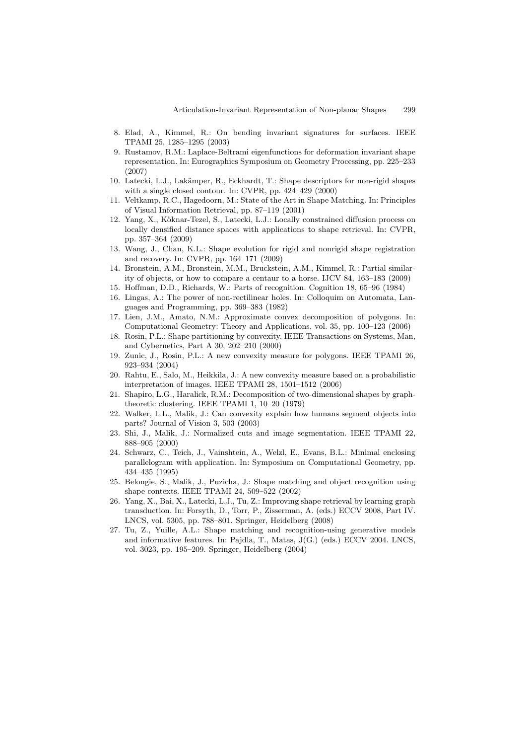8. Elad, A., Kimmel, R.: On bending invariant signatures for surfaces. IEEE TPAMI 25, 1285–1295 (2003)
9. Rustamov, R.M.: Laplace-Beltrami eigenfunctions for deformation invariant shape representation. In: Eurographics Symposium on Geometry Processing, pp. 225–233 (2007)
10. Latecki, L.J., Lakämper, R., Eckhardt, T.: Shape descriptors for non-rigid shapes with a single closed contour. In: CVPR, pp. 424–429 (2000)
11. Veltkamp, R.C., Hagedoorn, M.: State of the Art in Shape Matching. In: Principles of Visual Information Retrieval, pp. 87–119 (2001)
12. Yang, X., Köknar-Tezel, S., Latecki, L.J.: Locally constrained diffusion process on locally densified distance spaces with applications to shape retrieval. In: CVPR, pp. 357–364 (2009)
13. Wang, J., Chan, K.L.: Shape evolution for rigid and nonrigid shape registration and recovery. In: CVPR, pp. 164–171 (2009)
14. Bronstein, A.M., Bronstein, M.M., Bruckstein, A.M., Kimmel, R.: Partial similarity of objects, or how to compare a centaur to a horse. IJCV 84, 163–183 (2009)
15. Hoffman, D.D., Richards, W.: Parts of recognition. Cognition 18, 65–96 (1984)
16. Lingas, A.: The power of non-rectilinear holes. In: Colloquim on Automata, Languages and Programming, pp. 369–383 (1982)
17. Lien, J.M., Amato, N.M.: Approximate convex decomposition of polygons. In: Computational Geometry: Theory and Applications, vol. 35, pp. 100–123 (2006)
18. Rosin, P.L.: Shape partitioning by convexity. IEEE Transactions on Systems, Man, and Cybernetics, Part A 30, 202–210 (2000)
19. Zunic, J., Rosin, P.L.: A new convexity measure for polygons. IEEE TPAMI 26, 923–934 (2004)
20. Rahtu, E., Salo, M., Heikkila, J.: A new convexity measure based on a probabilistic interpretation of images. IEEE TPAMI 28, 1501–1512 (2006)
21. Shapiro, L.G., Haralick, R.M.: Decomposition of two-dimensional shapes by graph-theoretic clustering. IEEE TPAMI 1, 10–20 (1979)
22. Walker, L.L., Malik, J.: Can convexity explain how humans segment objects into parts? Journal of Vision 3, 503 (2003)
23. Shi, J., Malik, J.: Normalized cuts and image segmentation. IEEE TPAMI 22, 888–905 (2000)
24. Schwarz, C., Teich, J., Vainshtein, A., Welzl, E., Evans, B.L.: Minimal enclosing parallelogram with application. In: Symposium on Computational Geometry, pp. 434–435 (1995)
25. Belongie, S., Malik, J., Puzicha, J.: Shape matching and object recognition using shape contexts. IEEE TPAMI 24, 509–522 (2002)
26. Yang, X., Bai, X., Latecki, L.J., Tu, Z.: Improving shape retrieval by learning graph transduction. In: Forsyth, D., Torr, P., Zisserman, A. (eds.) ECCV 2008, Part IV. LNCS, vol. 5305, pp. 788–801. Springer, Heidelberg (2008)
27. Tu, Z., Yuille, A.L.: Shape matching and recognition-using generative models and informative features. In: Pajdla, T., Matas, J(G.) (eds.) ECCV 2004. LNCS, vol. 3023, pp. 195–209. Springer, Heidelberg (2004)